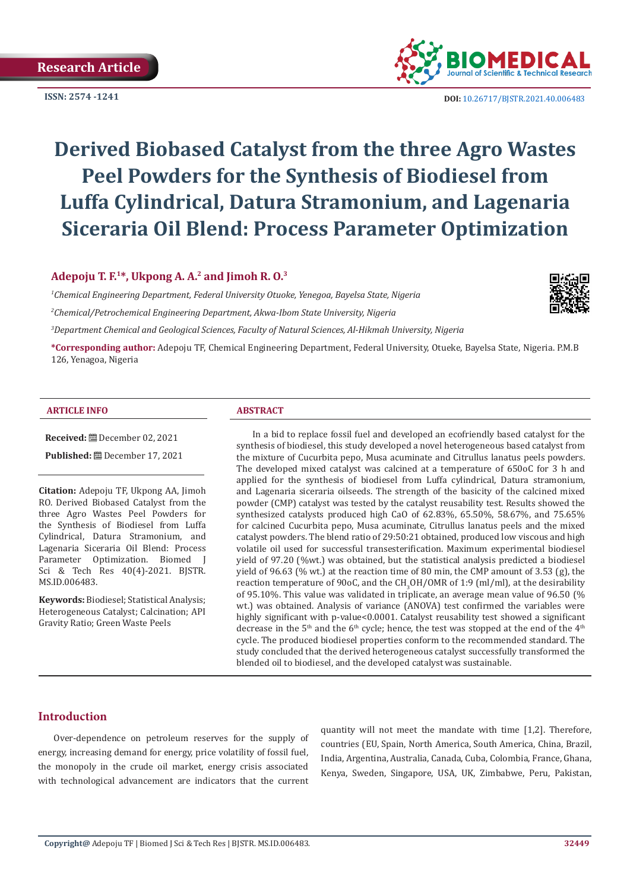Research Article

ISSN: 2574 -1241

DOI: 10.26717/BJSTR.2021.40.006483

# Derived Biobased Catalyst from the three Agro Wastes Peel Powders for the Synthesis of Biodiesel from Luffa Cylindrical, Datura Stramonium, and Lagenaria Siceraria Oil Blend: Process Parameter Optimization

**Adepoju T. F.[1]*, Ukpong A. A.[2] and Jimoh R. O.[3]**

[1]*Chemical Engineering Department, Federal University Otuoke, Yenegoa, Bayelsa State, Nigeria*

[2]*Chemical/Petrochemical Engineering Department, Akwa-Ibom State University, Nigeria*

[3]*Department Chemical and Geological Sciences, Faculty of Natural Sciences, Al-Hikmah University, Nigeria*

**\*Corresponding author:** Adepoju TF, Chemical Engineering Department, Federal University, Otueke, Bayelsa State, Nigeria. P.M.B 126, Yenagoa, Nigeria

## ARTICLE INFO

**Received:** December 02, 2021

**Published:** December 17, 2021

**Citation:** Adepoju TF, Ukpong AA, Jimoh RO. Derived Biobased Catalyst from the three Agro Wastes Peel Powders for the Synthesis of Biodiesel from Luffa Cylindrical, Datura Stramonium, and Lagenaria Siceraria Oil Blend: Process Parameter Optimization. Biomed J Sci & Tech Res 40(4)-2021. BJSTR. MS.ID.006483.

**Keywords:** Biodiesel; Statistical Analysis; Heterogeneous Catalyst; Calcination; API Gravity Ratio; Green Waste Peels

## ABSTRACT

In a bid to replace fossil fuel and developed an ecofriendly based catalyst for the synthesis of biodiesel, this study developed a novel heterogeneous based catalyst from the mixture of Cucurbita pepo, Musa acuminate and Citrullus lanatus peels powders. The developed mixed catalyst was calcined at a temperature of 650oC for 3 h and applied for the synthesis of biodiesel from Luffa cylindrical, Datura stramonium, and Lagenaria siceraria oilseeds. The strength of the basicity of the calcined mixed powder (CMP) catalyst was tested by the catalyst reusability test. Results showed the synthesized catalysts produced high CaO of 62.83%, 65.50%, 58.67%, and 75.65% for calcined Cucurbita pepo, Musa acuminate, Citrullus lanatus peels and the mixed catalyst powders. The blend ratio of 29:50:21 obtained, produced low viscous and high volatile oil used for successful transesterification. Maximum experimental biodiesel yield of 97.20 (%wt.) was obtained, but the statistical analysis predicted a biodiesel yield of 96.63 (% wt.) at the reaction time of 80 min, the CMP amount of 3.53 (g), the reaction temperature of 90oC, and the $CH_3OH$/OMR of 1:9 (ml/ml), at the desirability of 95.10%. This value was validated in triplicate, an average mean value of 96.50 (% wt.) was obtained. Analysis of variance (ANOVA) test confirmed the variables were highly significant with p-value<0.0001. Catalyst reusability test showed a significant decrease in the 5th and the 6th cycle; hence, the test was stopped at the end of the 4th cycle. The produced biodiesel properties conform to the recommended standard. The study concluded that the derived heterogeneous catalyst successfully transformed the blended oil to biodiesel, and the developed catalyst was sustainable.

## Introduction

Over-dependence on petroleum reserves for the supply of energy, increasing demand for energy, price volatility of fossil fuel, the monopoly in the crude oil market, energy crisis associated with technological advancement are indicators that the current quantity will not meet the mandate with time [1,2]. Therefore, countries (EU, Spain, North America, South America, China, Brazil, India, Argentina, Australia, Canada, Cuba, Colombia, France, Ghana, Kenya, Sweden, Singapore, USA, UK, Zimbabwe, Peru, Pakistan,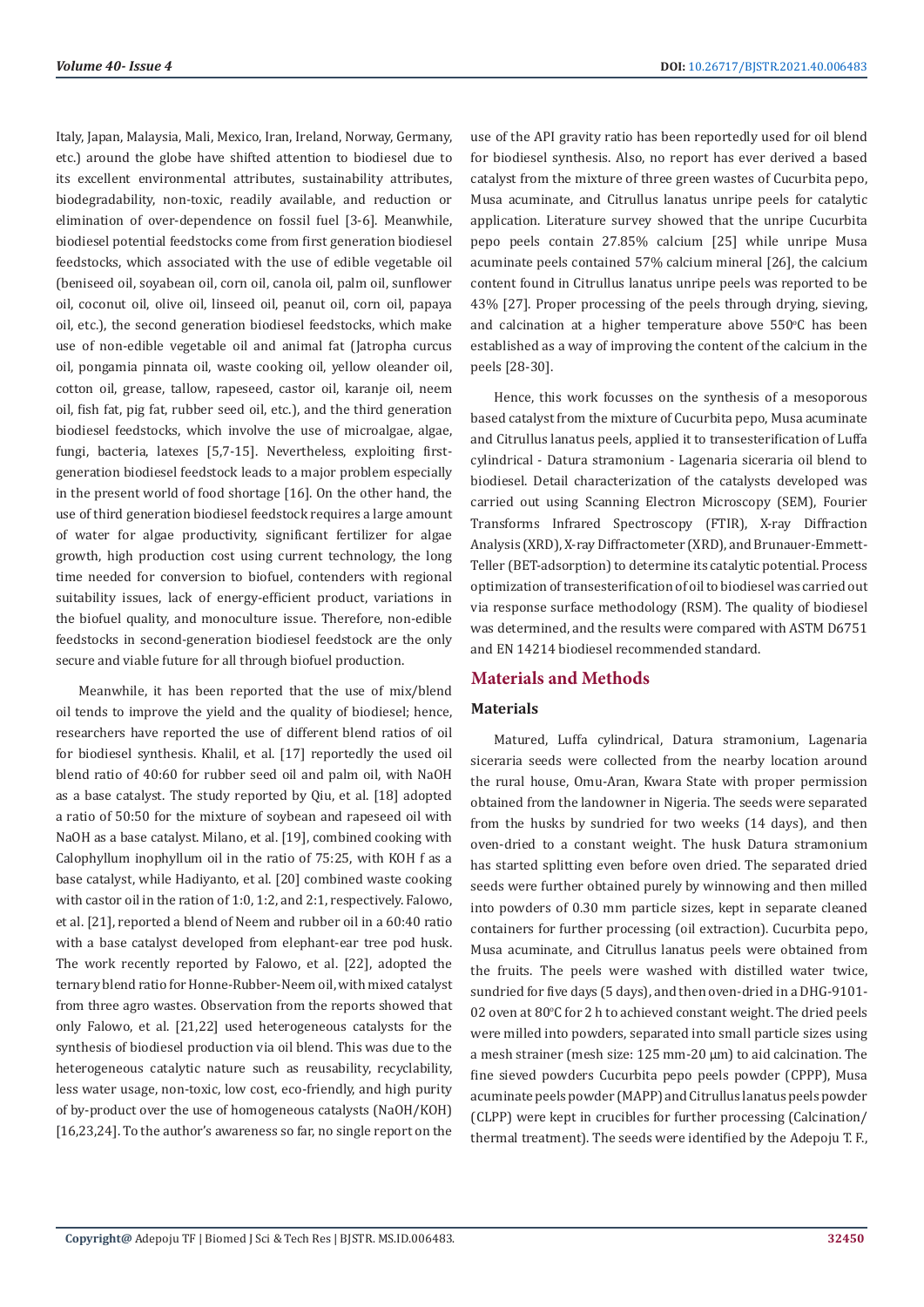Italy, Japan, Malaysia, Mali, Mexico, Iran, Ireland, Norway, Germany, etc.) around the globe have shifted attention to biodiesel due to its excellent environmental attributes, sustainability attributes, biodegradability, non-toxic, readily available, and reduction or elimination of over-dependence on fossil fuel [3-6]. Meanwhile, biodiesel potential feedstocks come from first generation biodiesel feedstocks, which associated with the use of edible vegetable oil (beniseed oil, soyabean oil, corn oil, canola oil, palm oil, sunflower oil, coconut oil, olive oil, linseed oil, peanut oil, corn oil, papaya oil, etc.), the second generation biodiesel feedstocks, which make use of non-edible vegetable oil and animal fat (Jatropha curcus oil, pongamia pinnata oil, waste cooking oil, yellow oleander oil, cotton oil, grease, tallow, rapeseed, castor oil, karanje oil, neem oil, fish fat, pig fat, rubber seed oil, etc.), and the third generation biodiesel feedstocks, which involve the use of microalgae, algae, fungi, bacteria, latexes [5,7-15]. Nevertheless, exploiting first-generation biodiesel feedstock leads to a major problem especially in the present world of food shortage [16]. On the other hand, the use of third generation biodiesel feedstock requires a large amount of water for algae productivity, significant fertilizer for algae growth, high production cost using current technology, the long time needed for conversion to biofuel, contenders with regional suitability issues, lack of energy-efficient product, variations in the biofuel quality, and monoculture issue. Therefore, non-edible feedstocks in second-generation biodiesel feedstock are the only secure and viable future for all through biofuel production.

Meanwhile, it has been reported that the use of mix/blend oil tends to improve the yield and the quality of biodiesel; hence, researchers have reported the use of different blend ratios of oil for biodiesel synthesis. Khalil, et al. [17] reportedly the used oil blend ratio of 40:60 for rubber seed oil and palm oil, with NaOH as a base catalyst. The study reported by Qiu, et al. [18] adopted a ratio of 50:50 for the mixture of soybean and rapeseed oil with NaOH as a base catalyst. Milano, et al. [19], combined cooking with Calophyllum inophyllum oil in the ratio of 75:25, with KOH f as a base catalyst, while Hadiyanto, et al. [20] combined waste cooking with castor oil in the ration of 1:0, 1:2, and 2:1, respectively. Falowo, et al. [21], reported a blend of Neem and rubber oil in a 60:40 ratio with a base catalyst developed from elephant-ear tree pod husk. The work recently reported by Falowo, et al. [22], adopted the ternary blend ratio for Honne-Rubber-Neem oil, with mixed catalyst from three agro wastes. Observation from the reports showed that only Falowo, et al. [21,22] used heterogeneous catalysts for the synthesis of biodiesel production via oil blend. This was due to the heterogeneous catalytic nature such as reusability, recyclability, less water usage, non-toxic, low cost, eco-friendly, and high purity of by-product over the use of homogeneous catalysts (NaOH/KOH) [16,23,24]. To the author's awareness so far, no single report on the use of the API gravity ratio has been reportedly used for oil blend for biodiesel synthesis. Also, no report has ever derived a based catalyst from the mixture of three green wastes of Cucurbita pepo, Musa acuminate, and Citrullus lanatus unripe peels for catalytic application. Literature survey showed that the unripe Cucurbita pepo peels contain 27.85% calcium [25] while unripe Musa acuminate peels contained 57% calcium mineral [26], the calcium content found in Citrullus lanatus unripe peels was reported to be 43% [27]. Proper processing of the peels through drying, sieving, and calcination at a higher temperature above 550°C has been established as a way of improving the content of the calcium in the peels [28-30].

Hence, this work focusses on the synthesis of a mesoporous based catalyst from the mixture of Cucurbita pepo, Musa acuminate and Citrullus lanatus peels, applied it to transesterification of Luffa cylindrical - Datura stramonium - Lagenaria siceraria oil blend to biodiesel. Detail characterization of the catalysts developed was carried out using Scanning Electron Microscopy (SEM), Fourier Transforms Infrared Spectroscopy (FTIR), X-ray Diffraction Analysis (XRD), X-ray Diffractometer (XRD), and Brunauer-Emmett-Teller (BET-adsorption) to determine its catalytic potential. Process optimization of transesterification of oil to biodiesel was carried out via response surface methodology (RSM). The quality of biodiesel was determined, and the results were compared with ASTM D6751 and EN 14214 biodiesel recommended standard.

## Materials and Methods

### Materials

Matured, Luffa cylindrical, Datura stramonium, Lagenaria siceraria seeds were collected from the nearby location around the rural house, Omu-Aran, Kwara State with proper permission obtained from the landowner in Nigeria. The seeds were separated from the husks by sundried for two weeks (14 days), and then oven-dried to a constant weight. The husk Datura stramonium has started splitting even before oven dried. The separated dried seeds were further obtained purely by winnowing and then milled into powders of 0.30 mm particle sizes, kept in separate cleaned containers for further processing (oil extraction). Cucurbita pepo, Musa acuminate, and Citrullus lanatus peels were obtained from the fruits. The peels were washed with distilled water twice, sundried for five days (5 days), and then oven-dried in a DHG-9101-02 oven at 80°C for 2 h to achieved constant weight. The dried peels were milled into powders, separated into small particle sizes using a mesh strainer (mesh size: 125 mm-20 µm) to aid calcination. The fine sieved powders Cucurbita pepo peels powder (CPPP), Musa acuminate peels powder (MAPP) and Citrullus lanatus peels powder (CLPP) were kept in crucibles for further processing (Calcination/thermal treatment). The seeds were identified by the Adepoju T. F.,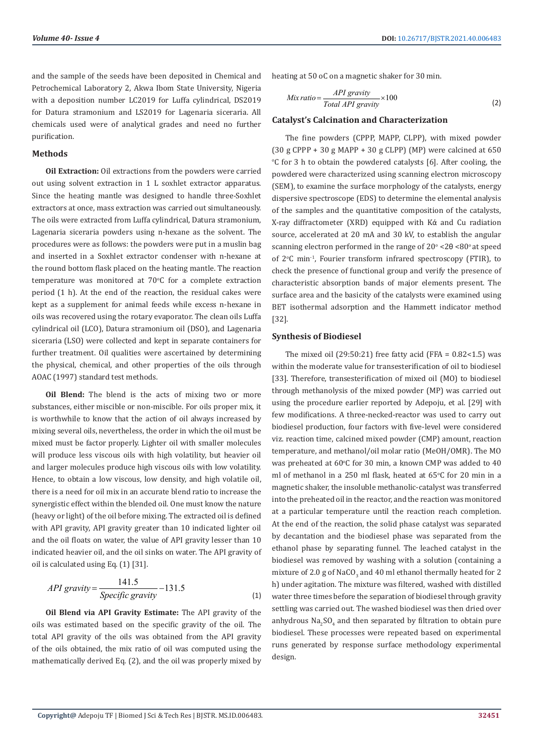and the sample of the seeds have been deposited in Chemical and Petrochemical Laboratory 2, Akwa Ibom State University, Nigeria with a deposition number LC2019 for Luffa cylindrical, DS2019 for Datura stramonium and LS2019 for Lagenaria siceraria. All chemicals used were of analytical grades and need no further purification.

### Methods

**Oil Extraction:** Oil extractions from the powders were carried out using solvent extraction in 1 L soxhlet extractor apparatus. Since the heating mantle was designed to handle three-Soxhlet extractors at once, mass extraction was carried out simultaneously. The oils were extracted from Luffa cylindrical, Datura stramonium, Lagenaria siceraria powders using n-hexane as the solvent. The procedures were as follows: the powders were put in a muslin bag and inserted in a Soxhlet extractor condenser with n-hexane at the round bottom flask placed on the heating mantle. The reaction temperature was monitored at 70°C for a complete extraction period (1 h). At the end of the reaction, the residual cakes were kept as a supplement for animal feeds while excess n-hexane in oils was recovered using the rotary evaporator. The clean oils Luffa cylindrical oil (LCO), Datura stramonium oil (DSO), and Lagenaria siceraria (LSO) were collected and kept in separate containers for further treatment. Oil qualities were ascertained by determining the physical, chemical, and other properties of the oils through AOAC (1997) standard test methods.

**Oil Blend:** The blend is the acts of mixing two or more substances, either miscible or non-miscible. For oils proper mix, it is worthwhile to know that the action of oil always increased by mixing several oils, nevertheless, the order in which the oil must be mixed must be factor properly. Lighter oil with smaller molecules will produce less viscous oils with high volatility, but heavier oil and larger molecules produce high viscous oils with low volatility. Hence, to obtain a low viscous, low density, and high volatile oil, there is a need for oil mix in an accurate blend ratio to increase the synergistic effect within the blended oil. One must know the nature (heavy or light) of the oil before mixing. The extracted oil is defined with API gravity, API gravity greater than 10 indicated lighter oil and the oil floats on water, the value of API gravity lesser than 10 indicated heavier oil, and the oil sinks on water. The API gravity of oil is calculated using Eq. (1) [31].

$$API\ gravity = \frac{141.5}{Specific\ gravity} - 131.5 \tag{1}$$

**Oil Blend via API Gravity Estimate:** The API gravity of the oils was estimated based on the specific gravity of the oil. The total API gravity of the oils was obtained from the API gravity of the oils obtained, the mix ratio of oil was computed using the mathematically derived Eq. (2), and the oil was properly mixed by heating at 50 oC on a magnetic shaker for 30 min.

$$Mix\ ratio = \frac{API\ gravity}{Total\ API\ gravity} \times 100 \tag{2}$$

### Catalyst's Calcination and Characterization

The fine powders (CPPP, MAPP, CLPP), with mixed powder (30 g CPPP + 30 g MAPP + 30 g CLPP) (MP) were calcined at 650 °C for 3 h to obtain the powdered catalysts [6]. After cooling, the powdered were characterized using scanning electron microscopy (SEM), to examine the surface morphology of the catalysts, energy dispersive spectroscope (EDS) to determine the elemental analysis of the samples and the quantitative composition of the catalysts, X-ray diffractometer (XRD) equipped with Kά and Cu radiation source, accelerated at 20 mA and 30 kV, to establish the angular scanning electron performed in the range of 20° <2θ <80° at speed of 2°C min$^{-1}$, Fourier transform infrared spectroscopy (FTIR), to check the presence of functional group and verify the presence of characteristic absorption bands of major elements present. The surface area and the basicity of the catalysts were examined using BET isothermal adsorption and the Hammett indicator method [32].

### Synthesis of Biodiesel

The mixed oil (29:50:21) free fatty acid (FFA = 0.82<1.5) was within the moderate value for transesterification of oil to biodiesel [33]. Therefore, transesterification of mixed oil (MO) to biodiesel through methanolysis of the mixed powder (MP) was carried out using the procedure earlier reported by Adepoju, et al. [29] with few modifications. A three-necked-reactor was used to carry out biodiesel production, four factors with five-level were considered viz. reaction time, calcined mixed powder (CMP) amount, reaction temperature, and methanol/oil molar ratio (MeOH/OMR). The MO was preheated at 60°C for 30 min, a known CMP was added to 40 ml of methanol in a 250 ml flask, heated at 65°C for 20 min in a magnetic shaker, the insoluble methanolic-catalyst was transferred into the preheated oil in the reactor, and the reaction was monitored at a particular temperature until the reaction reach completion. At the end of the reaction, the solid phase catalyst was separated by decantation and the biodiesel phase was separated from the ethanol phase by separating funnel. The leached catalyst in the biodiesel was removed by washing with a solution (containing a mixture of 2.0 g of $NaCO_3$ and 40 ml ethanol thermally heated for 2 h) under agitation. The mixture was filtered, washed with distilled water three times before the separation of biodiesel through gravity settling was carried out. The washed biodiesel was then dried over anhydrous $Na_2SO_4$ and then separated by filtration to obtain pure biodiesel. These processes were repeated based on experimental runs generated by response surface methodology experimental design.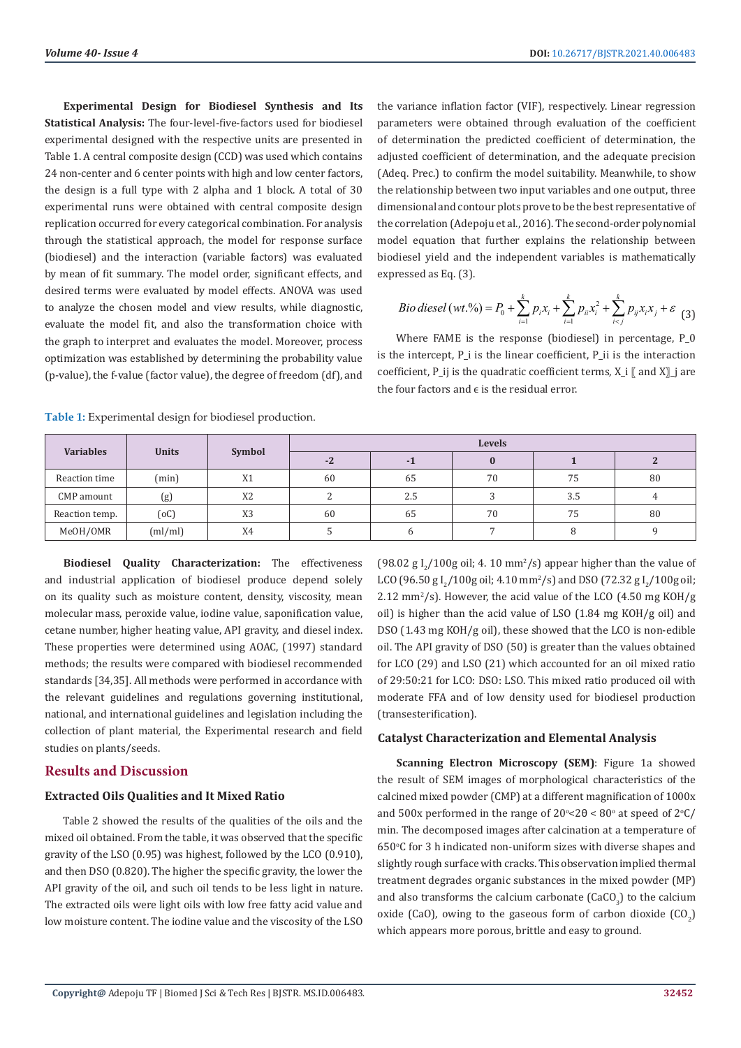**Experimental Design for Biodiesel Synthesis and Its Statistical Analysis:** The four-level-five-factors used for biodiesel experimental designed with the respective units are presented in Table 1. A central composite design (CCD) was used which contains 24 non-center and 6 center points with high and low center factors, the design is a full type with 2 alpha and 1 block. A total of 30 experimental runs were obtained with central composite design replication occurred for every categorical combination. For analysis through the statistical approach, the model for response surface (biodiesel) and the interaction (variable factors) was evaluated by mean of fit summary. The model order, significant effects, and desired terms were evaluated by model effects. ANOVA was used to analyze the chosen model and view results, while diagnostic, evaluate the model fit, and also the transformation choice with the graph to interpret and evaluates the model. Moreover, process optimization was established by determining the probability value (p-value), the f-value (factor value), the degree of freedom (df), and the variance inflation factor (VIF), respectively. Linear regression parameters were obtained through evaluation of the coefficient of determination the predicted coefficient of determination, the adjusted coefficient of determination, and the adequate precision (Adeq. Prec.) to confirm the model suitability. Meanwhile, to show the relationship between two input variables and one output, three dimensional and contour plots prove to be the best representative of the correlation (Adepoju et al., 2016). The second-order polynomial model equation that further explains the relationship between biodiesel yield and the independent variables is mathematically expressed as Eq. (3).

$$Bio\,diesel\,(wt.\%) = P_0 + \sum_{i=1}^{k} p_i x_i + \sum_{i=1}^{k} p_{ii} x_i^2 + \sum_{i<j}^{k} p_{ij} x_i x_j + \varepsilon \quad (3)$$

Where FAME is the response (biodiesel) in percentage, P_0 is the intercept, P_i is the linear coefficient, P_ii is the interaction coefficient, P_ij is the quadratic coefficient terms, X_i 〖 and X〗_j are the four factors and ϵ is the residual error.

**Table 1:** Experimental design for biodiesel production.

| Variables | Units | Symbol | Levels | | | | |
|---|---|---|---|---|---|---|---|
| | | | -2 | -1 | 0 | 1 | 2 |
| Reaction time | (min) | X1 | 60 | 65 | 70 | 75 | 80 |
| CMP amount | (g) | X2 | 2 | 2.5 | 3 | 3.5 | 4 |
| Reaction temp. | (oC) | X3 | 60 | 65 | 70 | 75 | 80 |
| MeOH/OMR | (ml/ml) | X4 | 5 | 6 | 7 | 8 | 9 |

**Biodiesel Quality Characterization:** The effectiveness and industrial application of biodiesel produce depend solely on its quality such as moisture content, density, viscosity, mean molecular mass, peroxide value, iodine value, saponification value, cetane number, higher heating value, API gravity, and diesel index. These properties were determined using AOAC, (1997) standard methods; the results were compared with biodiesel recommended standards [34,35]. All methods were performed in accordance with the relevant guidelines and regulations governing institutional, national, and international guidelines and legislation including the collection of plant material, the Experimental research and field studies on plants/seeds.

## Results and Discussion

### Extracted Oils Qualities and It Mixed Ratio

Table 2 showed the results of the qualities of the oils and the mixed oil obtained. From the table, it was observed that the specific gravity of the LSO (0.95) was highest, followed by the LCO (0.910), and then DSO (0.820). The higher the specific gravity, the lower the API gravity of the oil, and such oil tends to be less light in nature. The extracted oils were light oils with low free fatty acid value and low moisture content. The iodine value and the viscosity of the LSO (98.02 g $I_2$/100g oil; 4. 10 $mm^2$/s) appear higher than the value of LCO (96.50 g $I_2$/100g oil; 4.10 $mm^2$/s) and DSO (72.32 g $I_2$/100g oil; 2.12 $mm^2$/s). However, the acid value of the LCO (4.50 mg KOH/g oil) is higher than the acid value of LSO (1.84 mg KOH/g oil) and DSO (1.43 mg KOH/g oil), these showed that the LCO is non-edible oil. The API gravity of DSO (50) is greater than the values obtained for LCO (29) and LSO (21) which accounted for an oil mixed ratio of 29:50:21 for LCO: DSO: LSO. This mixed ratio produced oil with moderate FFA and of low density used for biodiesel production (transesterification).

### Catalyst Characterization and Elemental Analysis

**Scanning Electron Microscopy (SEM)**: Figure 1a showed the result of SEM images of morphological characteristics of the calcined mixed powder (CMP) at a different magnification of 1000x and 500x performed in the range of $20^{\circ} < 2\theta < 80^{\circ}$ at speed of 2°C/min. The decomposed images after calcination at a temperature of 650°C for 3 h indicated non-uniform sizes with diverse shapes and slightly rough surface with cracks. This observation implied thermal treatment degrades organic substances in the mixed powder (MP) and also transforms the calcium carbonate ($CaCO_3$) to the calcium oxide (CaO), owing to the gaseous form of carbon dioxide ($CO_2$) which appears more porous, brittle and easy to ground.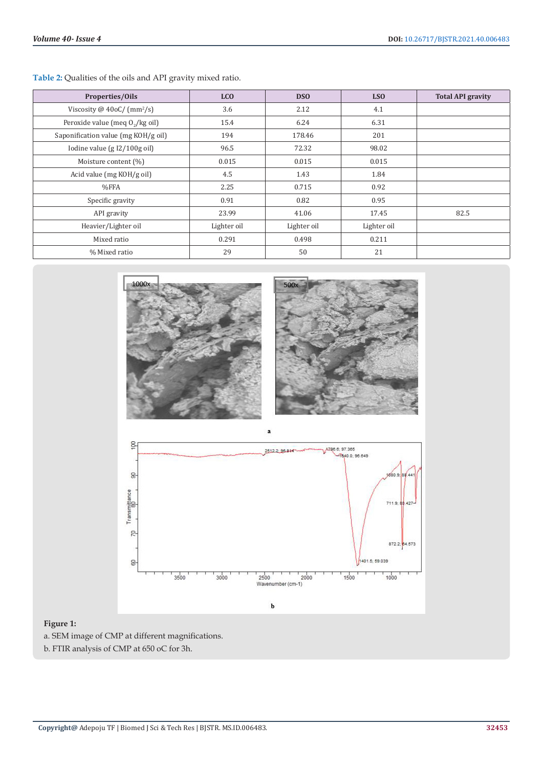**Table 2:** Qualities of the oils and API gravity mixed ratio.

| Properties/Oils | LCO | DSO | LSO | Total API gravity |
|---|---|---|---|---|
| Viscosity @ 40oC/ ($mm^2$/s) | 3.6 | 2.12 | 4.1 | |
| Peroxide value (meq $O_2$/kg oil) | 15.4 | 6.24 | 6.31 | |
| Saponification value (mg KOH/g oil) | 194 | 178.46 | 201 | |
| Iodine value (g I2/100g oil) | 96.5 | 72.32 | 98.02 | |
| Moisture content (%) | 0.015 | 0.015 | 0.015 | |
| Acid value (mg KOH/g oil) | 4.5 | 1.43 | 1.84 | |
| %FFA | 2.25 | 0.715 | 0.92 | |
| Specific gravity | 0.91 | 0.82 | 0.95 | |
| API gravity | 23.99 | 41.06 | 17.45 | 82.5 |
| Heavier/Lighter oil | Lighter oil | Lighter oil | Lighter oil | |
| Mixed ratio | 0.291 | 0.498 | 0.211 | |
| % Mixed ratio | 29 | 50 | 21 | |

**Figure 1:**

a. SEM image of CMP at different magnifications.

b. FTIR analysis of CMP at 650 oC for 3h.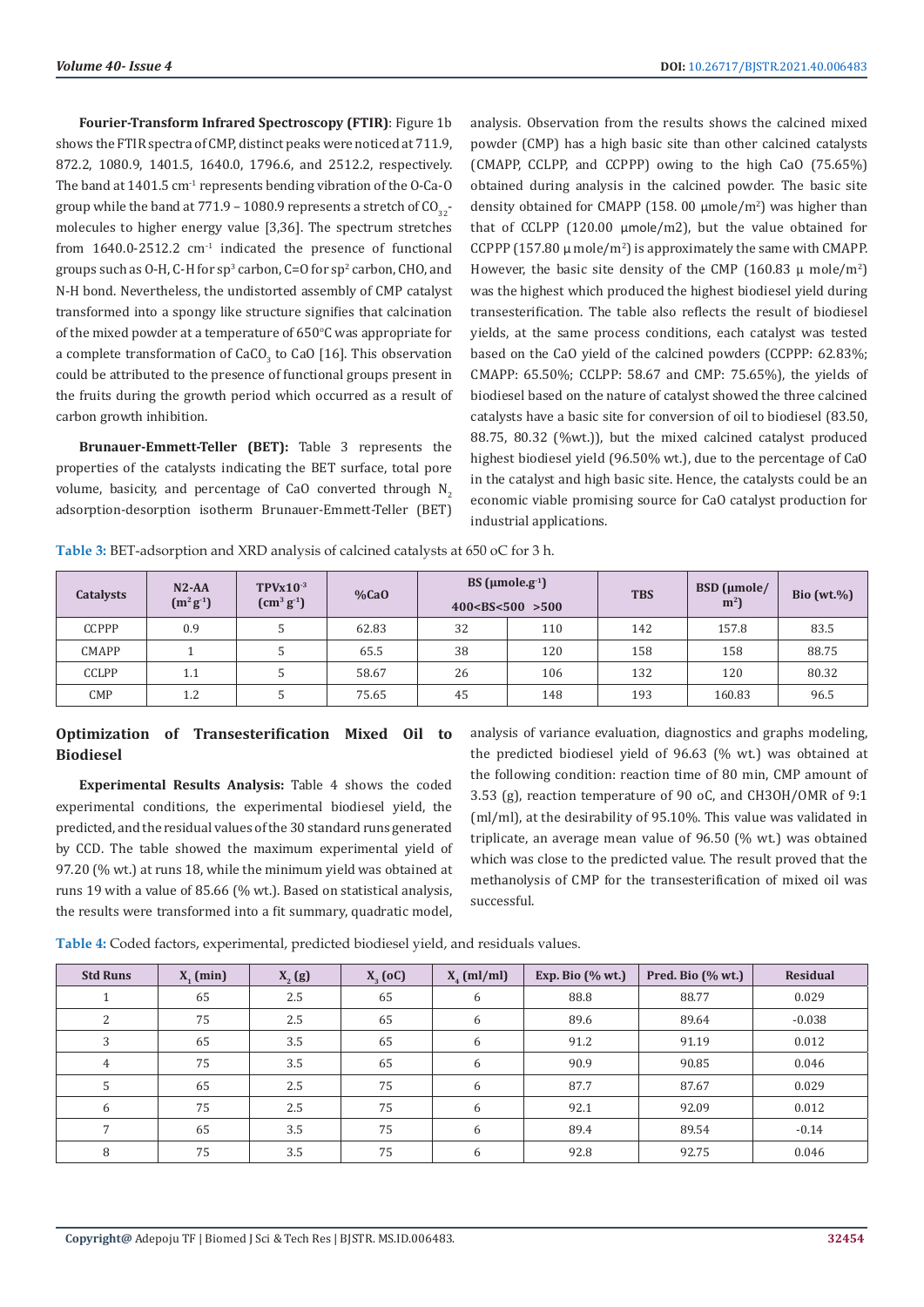**Fourier-Transform Infrared Spectroscopy (FTIR)**: Figure 1b shows the FTIR spectra of CMP, distinct peaks were noticed at 711.9, 872.2, 1080.9, 1401.5, 1640.0, 1796.6, and 2512.2, respectively. The band at 1401.5 $cm^{-1}$ represents bending vibration of the O-Ca-O group while the band at 771.9 – 1080.9 represents a stretch of $CO_{32}$- molecules to higher energy value [3,36]. The spectrum stretches from 1640.0-2512.2 $cm^{-1}$ indicated the presence of functional groups such as O-H, C-H for $sp^3$ carbon, C=O for $sp^2$ carbon, CHO, and N-H bond. Nevertheless, the undistorted assembly of CMP catalyst transformed into a spongy like structure signifies that calcination of the mixed powder at a temperature of 650°C was appropriate for a complete transformation of $CaCO_3$ to CaO [16]. This observation could be attributed to the presence of functional groups present in the fruits during the growth period which occurred as a result of carbon growth inhibition.

**Brunauer-Emmett-Teller (BET):** Table 3 represents the properties of the catalysts indicating the BET surface, total pore volume, basicity, and percentage of CaO converted through $N_2$ adsorption-desorption isotherm Brunauer-Emmett-Teller (BET) analysis. Observation from the results shows the calcined mixed powder (CMP) has a high basic site than other calcined catalysts (CMAPP, CCLPP, and CCPPP) owing to the high CaO (75.65%) obtained during analysis in the calcined powder. The basic site density obtained for CMAPP (158. 00 μmole/$m^2$) was higher than that of CCLPP (120.00 μmole/m2), but the value obtained for CCPPP (157.80 μ mole/$m^2$) is approximately the same with CMAPP. However, the basic site density of the CMP (160.83 μ mole/$m^2$) was the highest which produced the highest biodiesel yield during transesterification. The table also reflects the result of biodiesel yields, at the same process conditions, each catalyst was tested based on the CaO yield of the calcined powders (CCPPP: 62.83%; CMAPP: 65.50%; CCLPP: 58.67 and CMP: 75.65%), the yields of biodiesel based on the nature of catalyst showed the three calcined catalysts have a basic site for conversion of oil to biodiesel (83.50, 88.75, 80.32 (%wt.)), but the mixed calcined catalyst produced highest biodiesel yield (96.50% wt.), due to the percentage of CaO in the catalyst and high basic site. Hence, the catalysts could be an economic viable promising source for CaO catalyst production for industrial applications.

**Table 3:** BET-adsorption and XRD analysis of calcined catalysts at 650 oC for 3 h.

| Catalysts | N2-AA ($m^2g^{-1}$) | TPVx$10^{-3}$ ($cm^3$ $g^{-1}$) | %CaO | BS (μmole.$g^{-1}$) | | TBS | BSD (μmole/ $m^2$) | Bio (wt.%) |
|---|---|---|---|---|---|---|---|---|
| | | | | 400<BS<500 | >500 | | | |
| CCPPP | 0.9 | 5 | 62.83 | 32 | 110 | 142 | 157.8 | 83.5 |
| CMAPP | 1 | 5 | 65.5 | 38 | 120 | 158 | 158 | 88.75 |
| CCLPP | 1.1 | 5 | 58.67 | 26 | 106 | 132 | 120 | 80.32 |
| CMP | 1.2 | 5 | 75.65 | 45 | 148 | 193 | 160.83 | 96.5 |

## Optimization of Transesterification Mixed Oil to Biodiesel

**Experimental Results Analysis:** Table 4 shows the coded experimental conditions, the experimental biodiesel yield, the predicted, and the residual values of the 30 standard runs generated by CCD. The table showed the maximum experimental yield of 97.20 (% wt.) at runs 18, while the minimum yield was obtained at runs 19 with a value of 85.66 (% wt.). Based on statistical analysis, the results were transformed into a fit summary, quadratic model, analysis of variance evaluation, diagnostics and graphs modeling, the predicted biodiesel yield of 96.63 (% wt.) was obtained at the following condition: reaction time of 80 min, CMP amount of 3.53 (g), reaction temperature of 90 oC, and CH3OH/OMR of 9:1 (ml/ml), at the desirability of 95.10%. This value was validated in triplicate, an average mean value of 96.50 (% wt.) was obtained which was close to the predicted value. The result proved that the methanolysis of CMP for the transesterification of mixed oil was successful.

**Table 4:** Coded factors, experimental, predicted biodiesel yield, and residuals values.

| Std Runs | $X_1$ (min) | $X_2$ (g) | $X_3$ (oC) | $X_4$ (ml/ml) | Exp. Bio (% wt.) | Pred. Bio (% wt.) | Residual |
|---|---|---|---|---|---|---|---|
| 1 | 65 | 2.5 | 65 | 6 | 88.8 | 88.77 | 0.029 |
| 2 | 75 | 2.5 | 65 | 6 | 89.6 | 89.64 | -0.038 |
| 3 | 65 | 3.5 | 65 | 6 | 91.2 | 91.19 | 0.012 |
| 4 | 75 | 3.5 | 65 | 6 | 90.9 | 90.85 | 0.046 |
| 5 | 65 | 2.5 | 75 | 6 | 87.7 | 87.67 | 0.029 |
| 6 | 75 | 2.5 | 75 | 6 | 92.1 | 92.09 | 0.012 |
| 7 | 65 | 3.5 | 75 | 6 | 89.4 | 89.54 | -0.14 |
| 8 | 75 | 3.5 | 75 | 6 | 92.8 | 92.75 | 0.046 |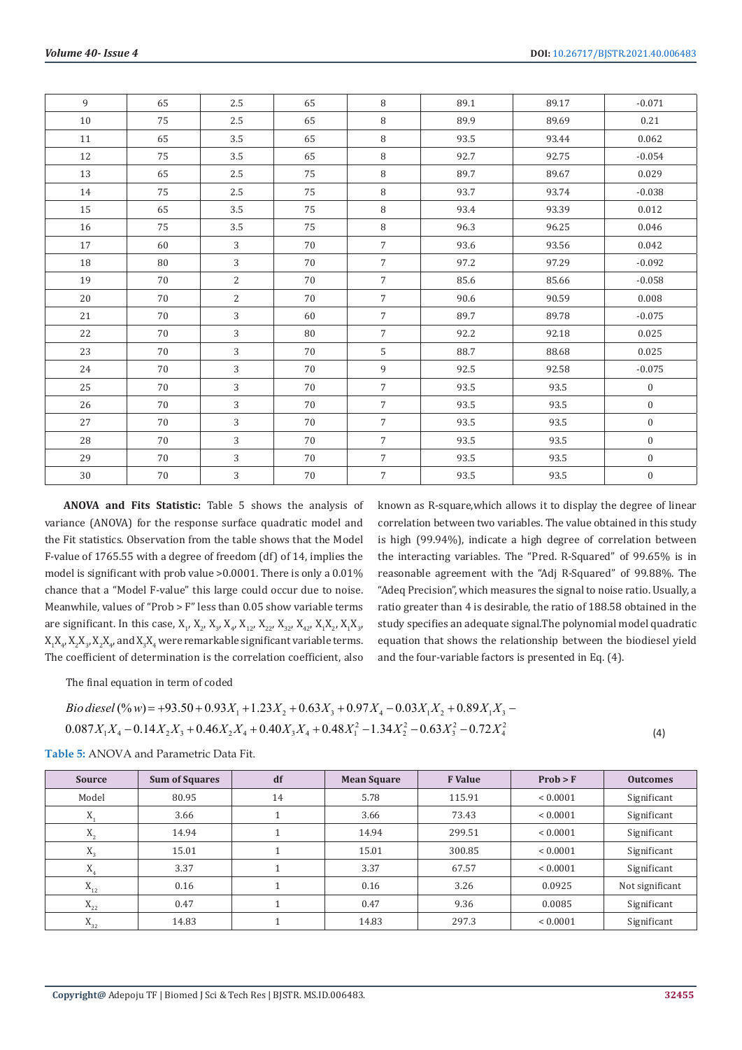| 9 | 65 | 2.5 | 65 | 8 | 89.1 | 89.17 | -0.071 |
|---|---|---|---|---|---|---|---|
| 10 | 75 | 2.5 | 65 | 8 | 89.9 | 89.69 | 0.21 |
| 11 | 65 | 3.5 | 65 | 8 | 93.5 | 93.44 | 0.062 |
| 12 | 75 | 3.5 | 65 | 8 | 92.7 | 92.75 | -0.054 |
| 13 | 65 | 2.5 | 75 | 8 | 89.7 | 89.67 | 0.029 |
| 14 | 75 | 2.5 | 75 | 8 | 93.7 | 93.74 | -0.038 |
| 15 | 65 | 3.5 | 75 | 8 | 93.4 | 93.39 | 0.012 |
| 16 | 75 | 3.5 | 75 | 8 | 96.3 | 96.25 | 0.046 |
| 17 | 60 | 3 | 70 | 7 | 93.6 | 93.56 | 0.042 |
| 18 | 80 | 3 | 70 | 7 | 97.2 | 97.29 | -0.092 |
| 19 | 70 | 2 | 70 | 7 | 85.6 | 85.66 | -0.058 |
| 20 | 70 | 2 | 70 | 7 | 90.6 | 90.59 | 0.008 |
| 21 | 70 | 3 | 60 | 7 | 89.7 | 89.78 | -0.075 |
| 22 | 70 | 3 | 80 | 7 | 92.2 | 92.18 | 0.025 |
| 23 | 70 | 3 | 70 | 5 | 88.7 | 88.68 | 0.025 |
| 24 | 70 | 3 | 70 | 9 | 92.5 | 92.58 | -0.075 |
| 25 | 70 | 3 | 70 | 7 | 93.5 | 93.5 | 0 |
| 26 | 70 | 3 | 70 | 7 | 93.5 | 93.5 | 0 |
| 27 | 70 | 3 | 70 | 7 | 93.5 | 93.5 | 0 |
| 28 | 70 | 3 | 70 | 7 | 93.5 | 93.5 | 0 |
| 29 | 70 | 3 | 70 | 7 | 93.5 | 93.5 | 0 |
| 30 | 70 | 3 | 70 | 7 | 93.5 | 93.5 | 0 |

**ANOVA and Fits Statistic:** Table 5 shows the analysis of variance (ANOVA) for the response surface quadratic model and the Fit statistics. Observation from the table shows that the Model F-value of 1765.55 with a degree of freedom (df) of 14, implies the model is significant with prob value >0.0001. There is only a 0.01% chance that a "Model F-value" this large could occur due to noise. Meanwhile, values of "Prob > F" less than 0.05 show variable terms are significant. In this case, $X_1$, $X_2$, $X_3$, $X_4$, $X_{12}$, $X_{22}$, $X_{32}$, $X_{42}$, $X_1X_2$, $X_1X_3$, $X_1X_4$, $X_2X_3$, $X_2X_4$, and $X_3X_4$ were remarkable significant variable terms. The coefficient of determination is the correlation coefficient, also known as R-square,which allows it to display the degree of linear correlation between two variables. The value obtained in this study is high (99.94%), indicate a high degree of correlation between the interacting variables. The "Pred. R-Squared" of 99.65% is in reasonable agreement with the "Adj R-Squared" of 99.88%. The "Adeq Precision", which measures the signal to noise ratio. Usually, a ratio greater than 4 is desirable, the ratio of 188.58 obtained in the study specifies an adequate signal.The polynomial model quadratic equation that shows the relationship between the biodiesel yield and the four-variable factors is presented in Eq. (4).

The final equation in term of coded

$$Bio\,diesel\,(\%\,w) = +93.50 + 0.93X_1 + 1.23X_2 + 0.63X_3 + 0.97X_4 - 0.03X_1X_2 + 0.89X_1X_3 - 0.087X_1X_4 - 0.14X_2X_3 + 0.46X_2X_4 + 0.40X_3X_4 + 0.48X_1^2 - 1.34X_2^2 - 0.63X_3^2 - 0.72X_4^2 \tag{4}$$

**Table 5:** ANOVA and Parametric Data Fit.

| Source | Sum of Squares | df | Mean Square | F Value | Prob > F | Outcomes |
|---|---|---|---|---|---|---|
| Model | 80.95 | 14 | 5.78 | 115.91 | < 0.0001 | Significant |
| $X_1$ | 3.66 | 1 | 3.66 | 73.43 | < 0.0001 | Significant |
| $X_2$ | 14.94 | 1 | 14.94 | 299.51 | < 0.0001 | Significant |
| $X_3$ | 15.01 | 1 | 15.01 | 300.85 | < 0.0001 | Significant |
| $X_4$ | 3.37 | 1 | 3.37 | 67.57 | < 0.0001 | Significant |
| $X_{12}$ | 0.16 | 1 | 0.16 | 3.26 | 0.0925 | Not significant |
| $X_{22}$ | 0.47 | 1 | 0.47 | 9.36 | 0.0085 | Significant |
| $X_{32}$ | 14.83 | 1 | 14.83 | 297.3 | < 0.0001 | Significant |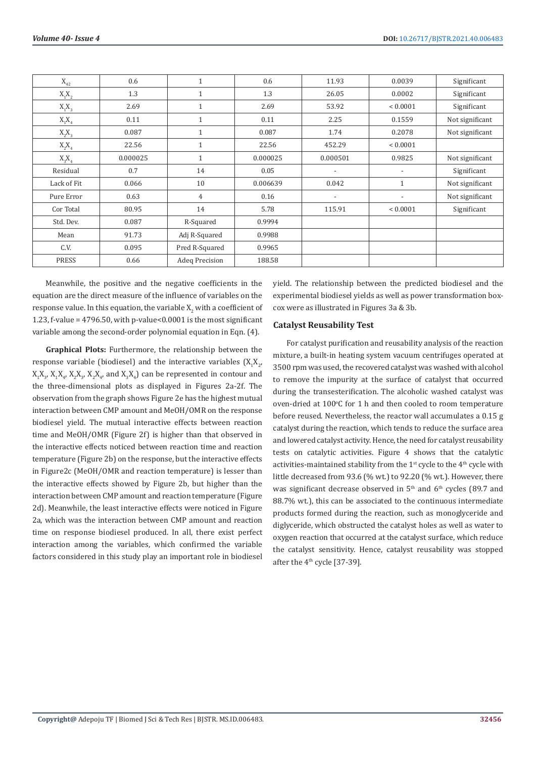| $X_{42}$ | 0.6 | 1 | 0.6 | 11.93 | 0.0039 | Significant |
|---|---|---|---|---|---|---|
| $X_1X_2$ | 1.3 | 1 | 1.3 | 26.05 | 0.0002 | Significant |
| $X_1X_3$ | 2.69 | 1 | 2.69 | 53.92 | < 0.0001 | Significant |
| $X_1X_4$ | 0.11 | 1 | 0.11 | 2.25 | 0.1559 | Not significant |
| $X_2X_3$ | 0.087 | 1 | 0.087 | 1.74 | 0.2078 | Not significant |
| $X_2X_4$ | 22.56 | 1 | 22.56 | 452.29 | < 0.0001 | |
| $X_3X_4$ | 0.000025 | 1 | 0.000025 | 0.000501 | 0.9825 | Not significant |
| Residual | 0.7 | 14 | 0.05 | - | - | Significant |
| Lack of Fit | 0.066 | 10 | 0.006639 | 0.042 | 1 | Not significant |
| Pure Error | 0.63 | 4 | 0.16 | - | - | Not significant |
| Cor Total | 80.95 | 14 | 5.78 | 115.91 | < 0.0001 | Significant |
| Std. Dev. | 0.087 | R-Squared | 0.9994 | | | |
| Mean | 91.73 | Adj R-Squared | 0.9988 | | | |
| C.V. | 0.095 | Pred R-Squared | 0.9965 | | | |
| PRESS | 0.66 | Adeq Precision | 188.58 | | | |

Meanwhile, the positive and the negative coefficients in the equation are the direct measure of the influence of variables on the response value. In this equation, the variable $X_2$ with a coefficient of 1.23, f-value = 4796.50, with p-value<0.0001 is the most significant variable among the second-order polynomial equation in Eqn. (4).

**Graphical Plots:** Furthermore, the relationship between the response variable (biodiesel) and the interactive variables ($X_1X_2$, $X_1X_3$, $X_1X_4$, $X_2X_3$, $X_2X_4$, and $X_3X_4$) can be represented in contour and the three-dimensional plots as displayed in Figures 2a-2f. The observation from the graph shows Figure 2e has the highest mutual interaction between CMP amount and MeOH/OMR on the response biodiesel yield. The mutual interactive effects between reaction time and MeOH/OMR (Figure 2f) is higher than that observed in the interactive effects noticed between reaction time and reaction temperature (Figure 2b) on the response, but the interactive effects in Figure2c (MeOH/OMR and reaction temperature) is lesser than the interactive effects showed by Figure 2b, but higher than the interaction between CMP amount and reaction temperature (Figure 2d). Meanwhile, the least interactive effects were noticed in Figure 2a, which was the interaction between CMP amount and reaction time on response biodiesel produced. In all, there exist perfect interaction among the variables, which confirmed the variable factors considered in this study play an important role in biodiesel yield. The relationship between the predicted biodiesel and the experimental biodiesel yields as well as power transformation box-cox were as illustrated in Figures 3a & 3b.

### Catalyst Reusability Test

For catalyst purification and reusability analysis of the reaction mixture, a built-in heating system vacuum centrifuges operated at 3500 rpm was used, the recovered catalyst was washed with alcohol to remove the impurity at the surface of catalyst that occurred during the transesterification. The alcoholic washed catalyst was oven-dried at 100°C for 1 h and then cooled to room temperature before reused. Nevertheless, the reactor wall accumulates a 0.15 g catalyst during the reaction, which tends to reduce the surface area and lowered catalyst activity. Hence, the need for catalyst reusability tests on catalytic activities. Figure 4 shows that the catalytic activities-maintained stability from the 1st cycle to the 4th cycle with little decreased from 93.6 (% wt.) to 92.20 (% wt.). However, there was significant decrease observed in 5th and 6th cycles (89.7 and 88.7% wt.), this can be associated to the continuous intermediate products formed during the reaction, such as monoglyceride and diglyceride, which obstructed the catalyst holes as well as water to oxygen reaction that occurred at the catalyst surface, which reduce the catalyst sensitivity. Hence, catalyst reusability was stopped after the 4th cycle [37-39].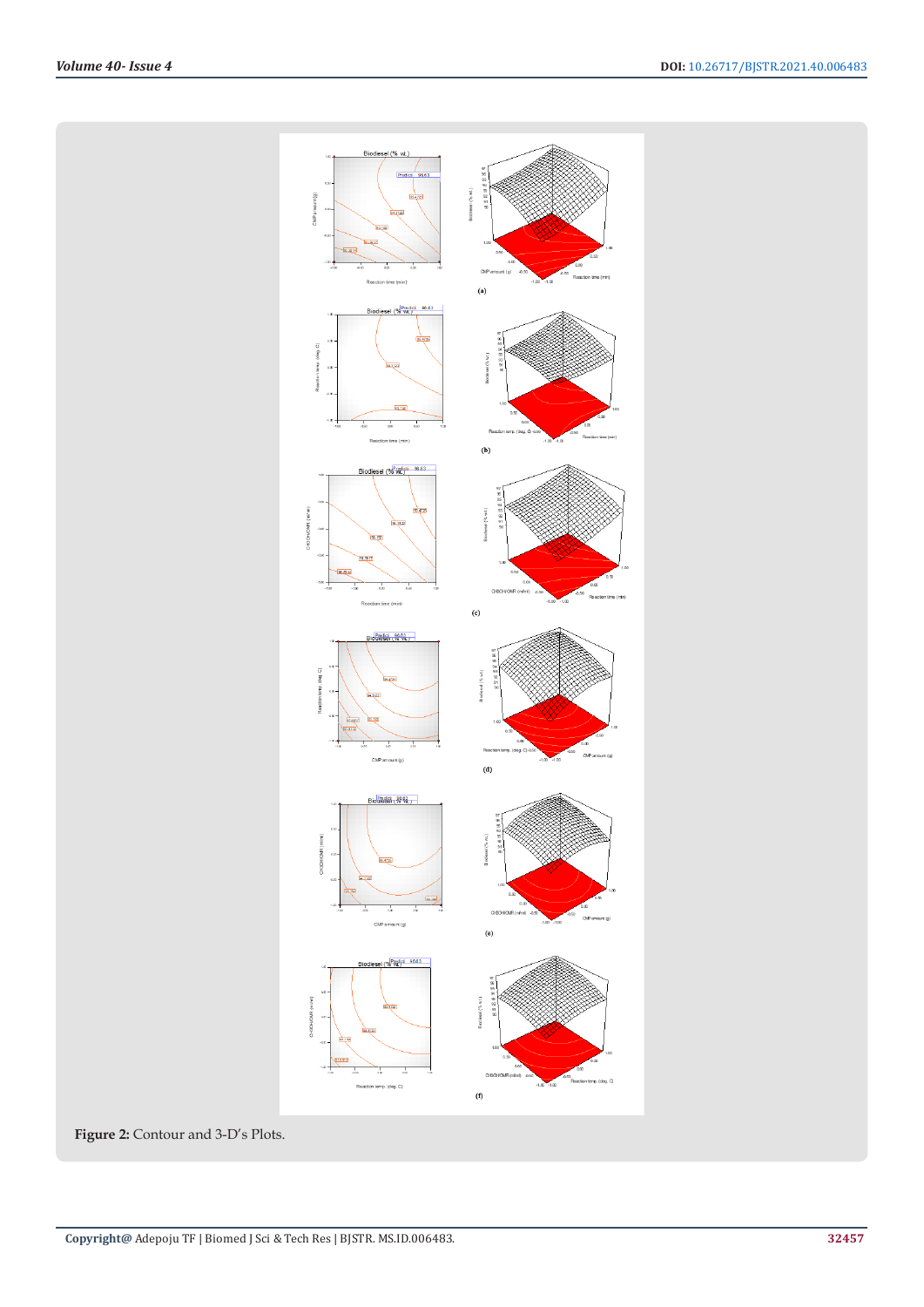Figure 2: Contour and 3-D's Plots.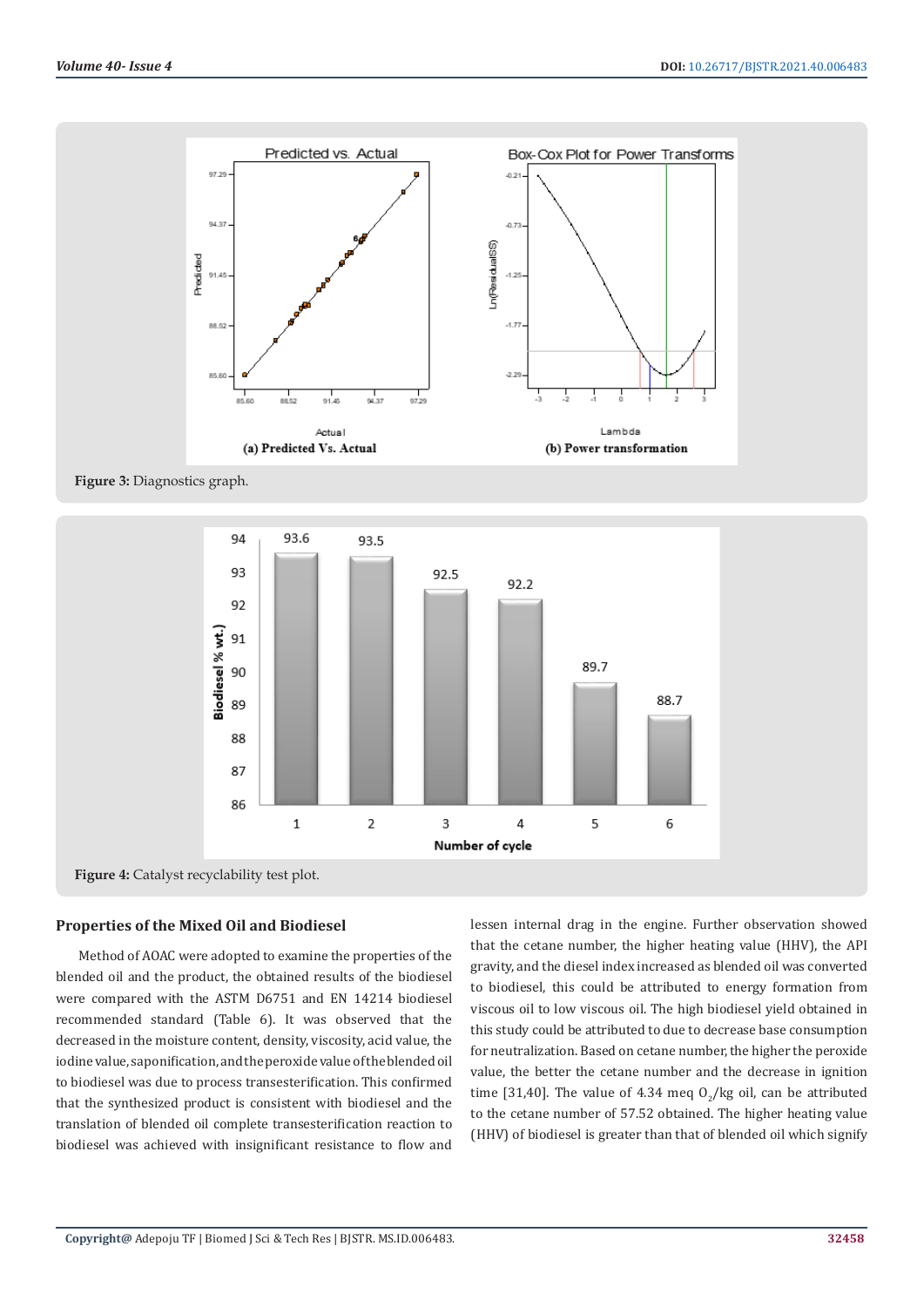Figure 3: Diagnostics graph.

Figure 4: Catalyst recyclability test plot.

### Properties of the Mixed Oil and Biodiesel

Method of AOAC were adopted to examine the properties of the blended oil and the product, the obtained results of the biodiesel were compared with the ASTM D6751 and EN 14214 biodiesel recommended standard (Table 6). It was observed that the decreased in the moisture content, density, viscosity, acid value, the iodine value, saponification, and the peroxide value of the blended oil to biodiesel was due to process transesterification. This confirmed that the synthesized product is consistent with biodiesel and the translation of blended oil complete transesterification reaction to biodiesel was achieved with insignificant resistance to flow and lessen internal drag in the engine. Further observation showed that the cetane number, the higher heating value (HHV), the API gravity, and the diesel index increased as blended oil was converted to biodiesel, this could be attributed to energy formation from viscous oil to low viscous oil. The high biodiesel yield obtained in this study could be attributed to due to decrease base consumption for neutralization. Based on cetane number, the higher the peroxide value, the better the cetane number and the decrease in ignition time [31,40]. The value of 4.34 meq $O_2$/kg oil, can be attributed to the cetane number of 57.52 obtained. The higher heating value (HHV) of biodiesel is greater than that of blended oil which signify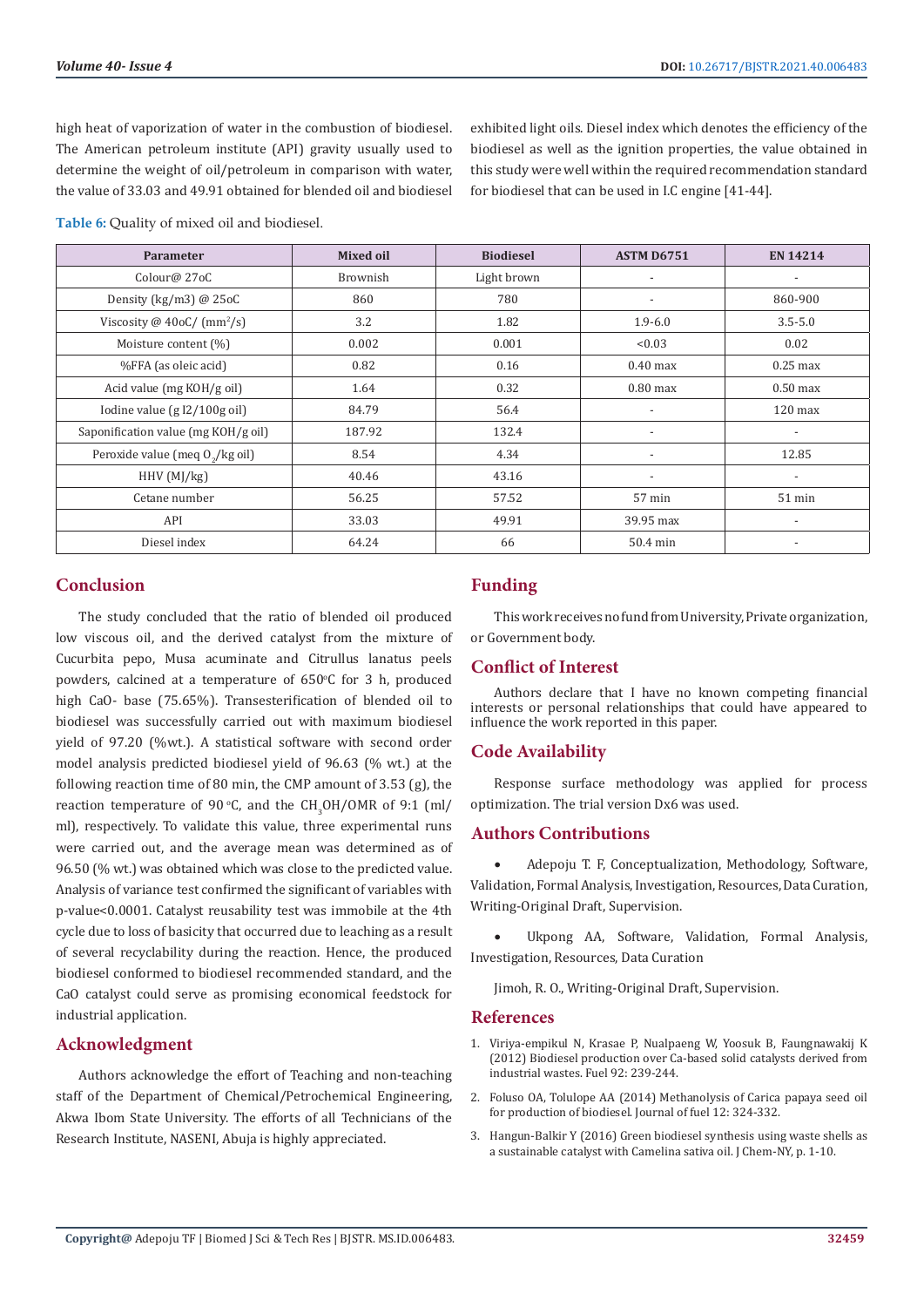high heat of vaporization of water in the combustion of biodiesel. The American petroleum institute (API) gravity usually used to determine the weight of oil/petroleum in comparison with water, the value of 33.03 and 49.91 obtained for blended oil and biodiesel exhibited light oils. Diesel index which denotes the efficiency of the biodiesel as well as the ignition properties, the value obtained in this study were well within the required recommendation standard for biodiesel that can be used in I.C engine [41-44].

**Table 6:** Quality of mixed oil and biodiesel.

| Parameter | Mixed oil | Biodiesel | ASTM D6751 | EN 14214 |
|---|---|---|---|---|
| Colour@ 27oC | Brownish | Light brown | - | - |
| Density (kg/m3) @ 25oC | 860 | 780 | - | 860-900 |
| Viscosity @ 40oC/ ($mm^2$/s) | 3.2 | 1.82 | 1.9-6.0 | 3.5-5.0 |
| Moisture content (%) | 0.002 | 0.001 | <0.03 | 0.02 |
| %FFA (as oleic acid) | 0.82 | 0.16 | 0.40 max | 0.25 max |
| Acid value (mg KOH/g oil) | 1.64 | 0.32 | 0.80 max | 0.50 max |
| Iodine value (g I2/100g oil) | 84.79 | 56.4 | - | 120 max |
| Saponification value (mg KOH/g oil) | 187.92 | 132.4 | - | - |
| Peroxide value (meq $O_2$/kg oil) | 8.54 | 4.34 | - | 12.85 |
| HHV (MJ/kg) | 40.46 | 43.16 | - | - |
| Cetane number | 56.25 | 57.52 | 57 min | 51 min |
| API | 33.03 | 49.91 | 39.95 max | - |
| Diesel index | 64.24 | 66 | 50.4 min | - |

## Conclusion

The study concluded that the ratio of blended oil produced low viscous oil, and the derived catalyst from the mixture of Cucurbita pepo, Musa acuminate and Citrullus lanatus peels powders, calcined at a temperature of 650°C for 3 h, produced high CaO- base (75.65%). Transesterification of blended oil to biodiesel was successfully carried out with maximum biodiesel yield of 97.20 (%wt.). A statistical software with second order model analysis predicted biodiesel yield of 96.63 (% wt.) at the following reaction time of 80 min, the CMP amount of 3.53 (g), the reaction temperature of 90 °C, and the $CH_3OH$/OMR of 9:1 (ml/ml), respectively. To validate this value, three experimental runs were carried out, and the average mean was determined as of 96.50 (% wt.) was obtained which was close to the predicted value. Analysis of variance test confirmed the significant of variables with p-value<0.0001. Catalyst reusability test was immobile at the 4th cycle due to loss of basicity that occurred due to leaching as a result of several recyclability during the reaction. Hence, the produced biodiesel conformed to biodiesel recommended standard, and the CaO catalyst could serve as promising economical feedstock for industrial application.

## Acknowledgment

Authors acknowledge the effort of Teaching and non-teaching staff of the Department of Chemical/Petrochemical Engineering, Akwa Ibom State University. The efforts of all Technicians of the Research Institute, NASENI, Abuja is highly appreciated.

## Funding

This work receives no fund from University, Private organization, or Government body.

## Conflict of Interest

Authors declare that I have no known competing financial interests or personal relationships that could have appeared to influence the work reported in this paper.

## Code Availability

Response surface methodology was applied for process optimization. The trial version Dx6 was used.

## Authors Contributions

- Adepoju T. F, Conceptualization, Methodology, Software, Validation, Formal Analysis, Investigation, Resources, Data Curation, Writing-Original Draft, Supervision.
- Ukpong AA, Software, Validation, Formal Analysis, Investigation, Resources, Data Curation

Jimoh, R. O., Writing-Original Draft, Supervision.

## References

1. Viriya-empikul N, Krasae P, Nualpaeng W, Yoosuk B, Faungnawakij K (2012) Biodiesel production over Ca-based solid catalysts derived from industrial wastes. Fuel 92: 239-244.
2. Foluso OA, Tolulope AA (2014) Methanolysis of Carica papaya seed oil for production of biodiesel. Journal of fuel 12: 324-332.
3. Hangun-Balkir Y (2016) Green biodiesel synthesis using waste shells as a sustainable catalyst with Camelina sativa oil. J Chem-NY, p. 1-10.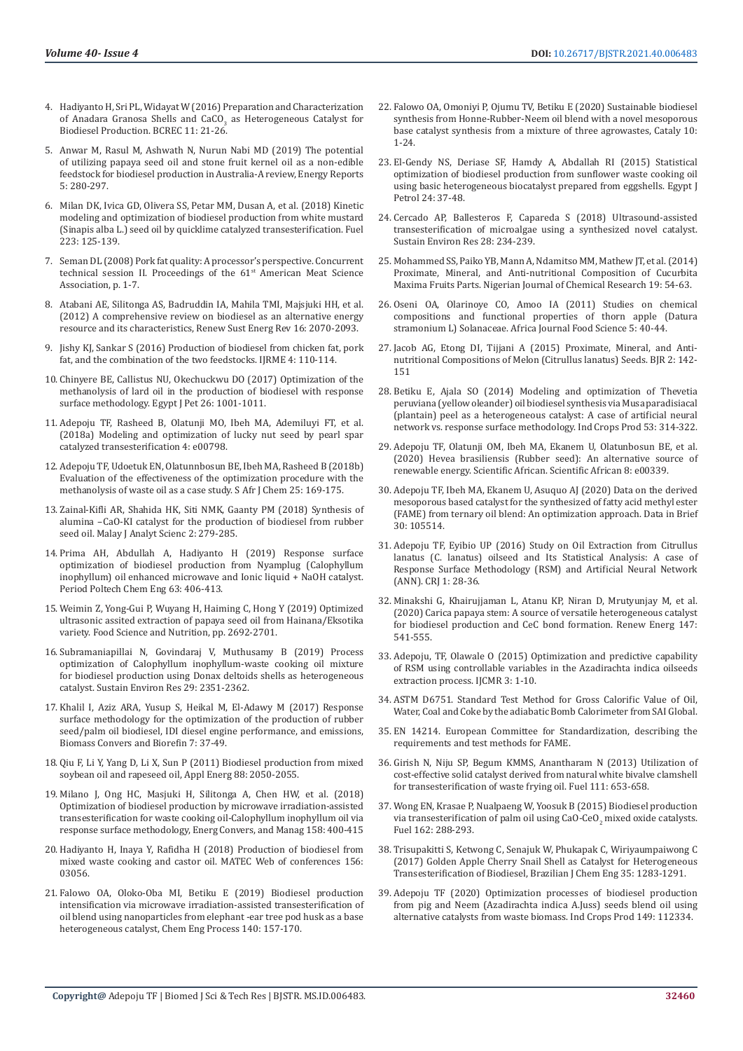4. Hadiyanto H, Sri PL, Widayat W (2016) Preparation and Characterization of Anadara Granosa Shells and $CaCO_3$ as Heterogeneous Catalyst for Biodiesel Production. BCREC 11: 21-26.

5. Anwar M, Rasul M, Ashwath N, Nurun Nabi MD (2019) The potential of utilizing papaya seed oil and stone fruit kernel oil as a non-edible feedstock for biodiesel production in Australia-A review, Energy Reports 5: 280-297.

6. Milan DK, Ivica GD, Olivera SS, Petar MM, Dusan A, et al. (2018) Kinetic modeling and optimization of biodiesel production from white mustard (Sinapis alba L.) seed oil by quicklime catalyzed transesterification. Fuel 223: 125-139.

7. Seman DL (2008) Pork fat quality: A processor's perspective. Concurrent technical session II. Proceedings of the 61st American Meat Science Association, p. 1-7.

8. Atabani AE, Silitonga AS, Badruddin IA, Mahila TMI, Majsjuki HH, et al. (2012) A comprehensive review on biodiesel as an alternative energy resource and its characteristics, Renew Sust Energ Rev 16: 2070-2093.

9. Jishy KJ, Sankar S (2016) Production of biodiesel from chicken fat, pork fat, and the combination of the two feedstocks. IJRME 4: 110-114.

10. Chinyere BE, Callistus NU, Okechuckwu DO (2017) Optimization of the methanolysis of lard oil in the production of biodiesel with response surface methodology. Egypt J Pet 26: 1001-1011.

11. Adepoju TF, Rasheed B, Olatunji MO, Ibeh MA, Ademiluyi FT, et al. (2018a) Modeling and optimization of lucky nut seed by pearl spar catalyzed transesterification 4: e00798.

12. Adepoju TF, Udoetuk EN, Olatunnbosun BE, Ibeh MA, Rasheed B (2018b) Evaluation of the effectiveness of the optimization procedure with the methanolysis of waste oil as a case study. S Afr J Chem 25: 169-175.

13. Zainal-Kifli AR, Shahida HK, Siti NMK, Gaanty PM (2018) Synthesis of alumina –CaO-KI catalyst for the production of biodiesel from rubber seed oil. Malay J Analyt Scienc 2: 279-285.

14. Prima AH, Abdullah A, Hadiyanto H (2019) Response surface optimization of biodiesel production from Nyamplug (Calophyllum inophyllum) oil enhanced microwave and Ionic liquid + NaOH catalyst. Period Poltech Chem Eng 63: 406-413.

15. Weimin Z, Yong-Gui P, Wuyang H, Haiming C, Hong Y (2019) Optimized ultrasonic assited extraction of papaya seed oil from Hainana/Eksotika variety. Food Science and Nutrition, pp. 2692-2701.

16. Subramaniapillai N, Govindaraj V, Muthusamy B (2019) Process optimization of Calophyllum inophyllum-waste cooking oil mixture for biodiesel production using Donax deltoids shells as heterogeneous catalyst. Sustain Environ Res 29: 2351-2362.

17. Khalil I, Aziz ARA, Yusup S, Heikal M, El-Adawy M (2017) Response surface methodology for the optimization of the production of rubber seed/palm oil biodiesel, IDI diesel engine performance, and emissions, Biomass Convers and Biorefin 7: 37-49.

18. Qiu F, Li Y, Yang D, Li X, Sun P (2011) Biodiesel production from mixed soybean oil and rapeseed oil, Appl Energ 88: 2050-2055.

19. Milano J, Ong HC, Masjuki H, Silitonga A, Chen HW, et al. (2018) Optimization of biodiesel production by microwave irradiation-assisted transesterification for waste cooking oil-Calophyllum inophyllum oil via response surface methodology, Energ Convers, and Manag 158: 400-415

20. Hadiyanto H, Inaya Y, Rafidha H (2018) Production of biodiesel from mixed waste cooking and castor oil. MATEC Web of conferences 156: 03056.

21. Falowo OA, Oloko-Oba MI, Betiku E (2019) Biodiesel production intensification via microwave irradiation-assisted transesterification of oil blend using nanoparticles from elephant -ear tree pod husk as a base heterogeneous catalyst, Chem Eng Process 140: 157-170.

22. Falowo OA, Omoniyi P, Ojumu TV, Betiku E (2020) Sustainable biodiesel synthesis from Honne-Rubber-Neem oil blend with a novel mesoporous base catalyst synthesis from a mixture of three agrowastes, Cataly 10: 1-24.

23. El-Gendy NS, Deriase SF, Hamdy A, Abdallah RI (2015) Statistical optimization of biodiesel production from sunflower waste cooking oil using basic heterogeneous biocatalyst prepared from eggshells. Egypt J Petrol 24: 37-48.

24. Cercado AP, Ballesteros F, Capareda S (2018) Ultrasound-assisted transesterification of microalgae using a synthesized novel catalyst. Sustain Environ Res 28: 234-239.

25. Mohammed SS, Paiko YB, Mann A, Ndamitso MM, Mathew JT, et al. (2014) Proximate, Mineral, and Anti-nutritional Composition of Cucurbita Maxima Fruits Parts. Nigerian Journal of Chemical Research 19: 54-63.

26. Oseni OA, Olarinoye CO, Amoo IA (2011) Studies on chemical compositions and functional properties of thorn apple (Datura stramonium L) Solanaceae. Africa Journal Food Science 5: 40-44.

27. Jacob AG, Etong DI, Tijjani A (2015) Proximate, Mineral, and Anti-nutritional Compositions of Melon (Citrullus lanatus) Seeds. BJR 2: 142-151

28. Betiku E, Ajala SO (2014) Modeling and optimization of Thevetia peruviana (yellow oleander) oil biodiesel synthesis via Musa paradisiacal (plantain) peel as a heterogeneous catalyst: A case of artificial neural network vs. response surface methodology. Ind Crops Prod 53: 314-322.

29. Adepoju TF, Olatunji OM, Ibeh MA, Ekanem U, Olatunbosun BE, et al. (2020) Hevea brasiliensis (Rubber seed): An alternative source of renewable energy. Scientific African. Scientific African 8: e00339.

30. Adepoju TF, Ibeh MA, Ekanem U, Asuquo AJ (2020) Data on the derived mesoporous based catalyst for the synthesized of fatty acid methyl ester (FAME) from ternary oil blend: An optimization approach. Data in Brief 30: 105514.

31. Adepoju TF, Eyibio UP (2016) Study on Oil Extraction from Citrullus lanatus (C. lanatus) oilseed and Its Statistical Analysis: A case of Response Surface Methodology (RSM) and Artificial Neural Network (ANN). CRJ 1: 28-36.

32. Minakshi G, Khairujjaman L, Atanu KP, Niran D, Mrutyunjay M, et al. (2020) Carica papaya stem: A source of versatile heterogeneous catalyst for biodiesel production and CeC bond formation. Renew Energ 147: 541-555.

33. Adepoju, TF, Olawale O (2015) Optimization and predictive capability of RSM using controllable variables in the Azadirachta indica oilseeds extraction process. IJCMR 3: 1-10.

34. ASTM D6751. Standard Test Method for Gross Calorific Value of Oil, Water, Coal and Coke by the adiabatic Bomb Calorimeter from SAI Global.

35. EN 14214. European Committee for Standardization, describing the requirements and test methods for FAME.

36. Girish N, Niju SP, Begum KMMS, Anantharam N (2013) Utilization of cost-effective solid catalyst derived from natural white bivalve clamshell for transesterification of waste frying oil. Fuel 111: 653-658.

37. Wong EN, Krasae P, Nualpaeng W, Yoosuk B (2015) Biodiesel production via transesterification of palm oil using $CaO$-$CeO_2$ mixed oxide catalysts. Fuel 162: 288-293.

38. Trisupakitti S, Ketwong C, Senajuk W, Phukapak C, Wiriyaumpaiwong C (2017) Golden Apple Cherry Snail Shell as Catalyst for Heterogeneous Transesterification of Biodiesel, Brazilian J Chem Eng 35: 1283-1291.

39. Adepoju TF (2020) Optimization processes of biodiesel production from pig and Neem (Azadirachta indica A.Juss) seeds blend oil using alternative catalysts from waste biomass. Ind Crops Prod 149: 112334.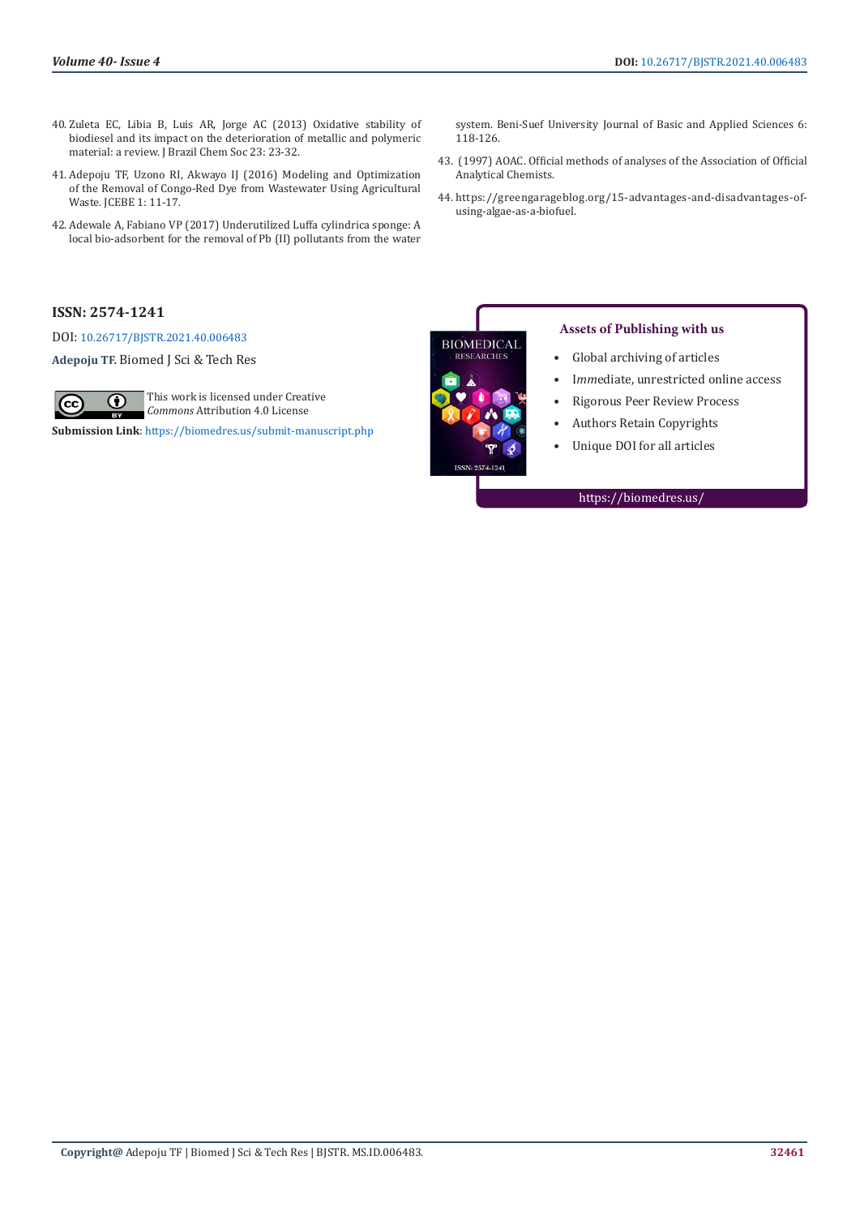40. Zuleta EC, Libia B, Luis AR, Jorge AC (2013) Oxidative stability of biodiesel and its impact on the deterioration of metallic and polymeric material: a review. J Brazil Chem Soc 23: 23-32.
41. Adepoju TF, Uzono RI, Akwayo IJ (2016) Modeling and Optimization of the Removal of Congo-Red Dye from Wastewater Using Agricultural Waste. JCEBE 1: 11-17.
42. Adewale A, Fabiano VP (2017) Underutilized Luffa cylindrica sponge: A local bio-adsorbent for the removal of Pb (II) pollutants from the water system. Beni-Suef University Journal of Basic and Applied Sciences 6: 118-126.
43. (1997) AOAC. Official methods of analyses of the Association of Official Analytical Chemists.
44. https://greengarageblog.org/15-advantages-and-disadvantages-of-using-algae-as-a-biofuel.

**ISSN: 2574-1241**

DOI: 10.26717/BJSTR.2021.40.006483

**Adepoju TF.** Biomed J Sci & Tech Res

This work is licensed under Creative *Commons* Attribution 4.0 License

**Submission Link**: https://biomedres.us/submit-manuscript.php

**Assets of Publishing with us**

- Global archiving of articles
- Immediate, unrestricted online access
- Rigorous Peer Review Process
- Authors Retain Copyrights
- Unique DOI for all articles

https://biomedres.us/